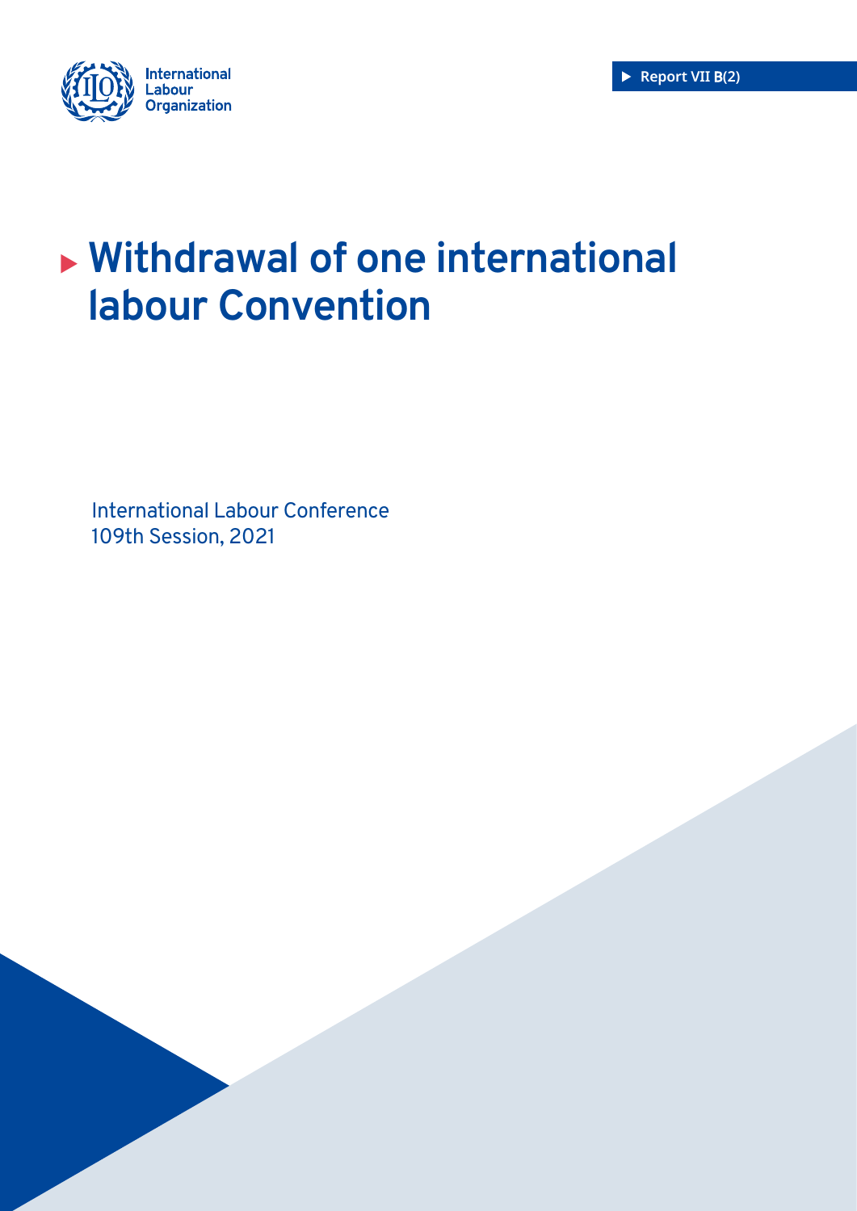International Labour Organization

Report VII B(2)

# Withdrawal of one international labour Convention

International Labour Conference
109th Session, 2021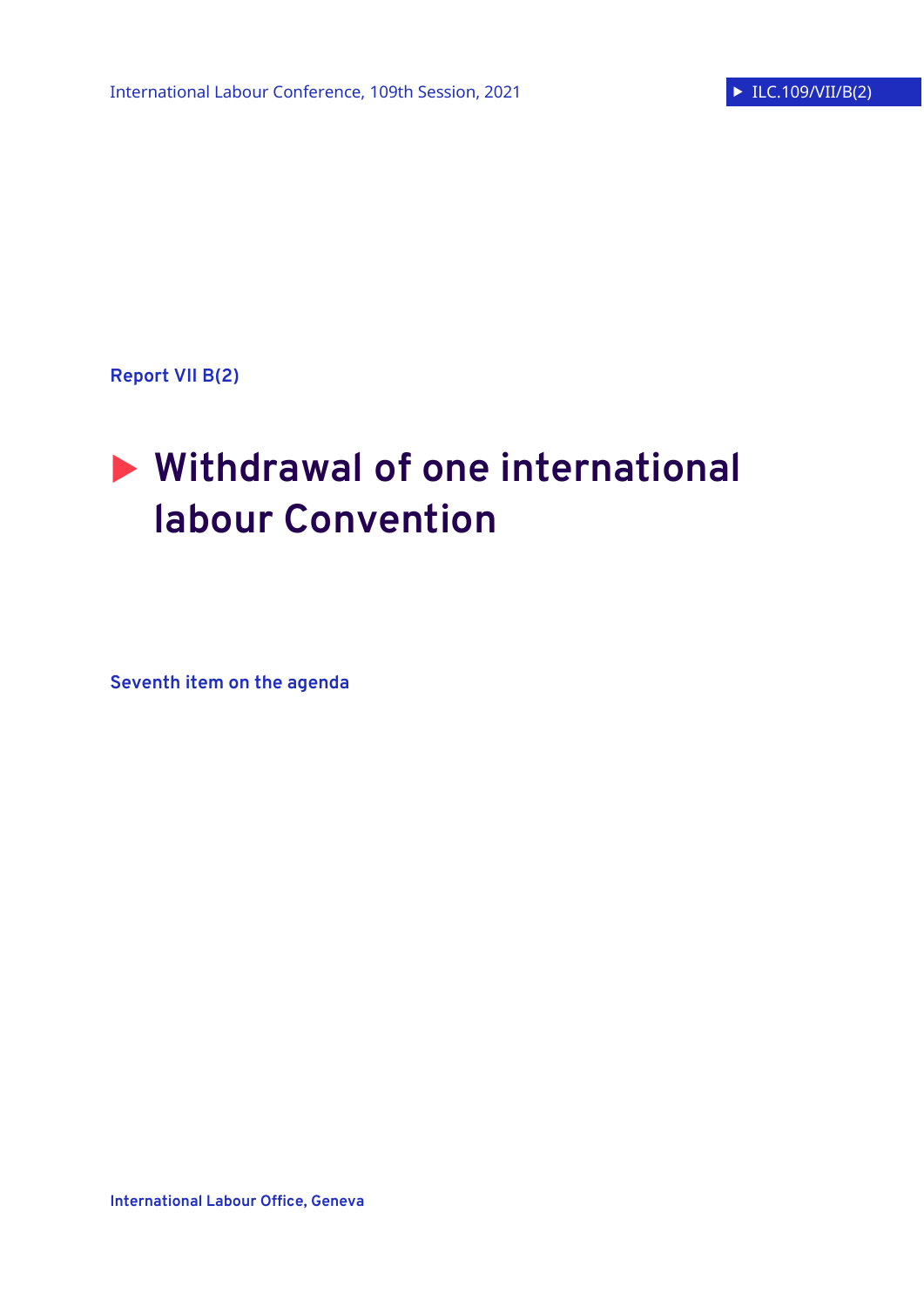International Labour Conference, 109th Session, 2021

ILC.109/VII/B(2)

Report VII B(2)

# Withdrawal of one international labour Convention

Seventh item on the agenda

International Labour Office, Geneva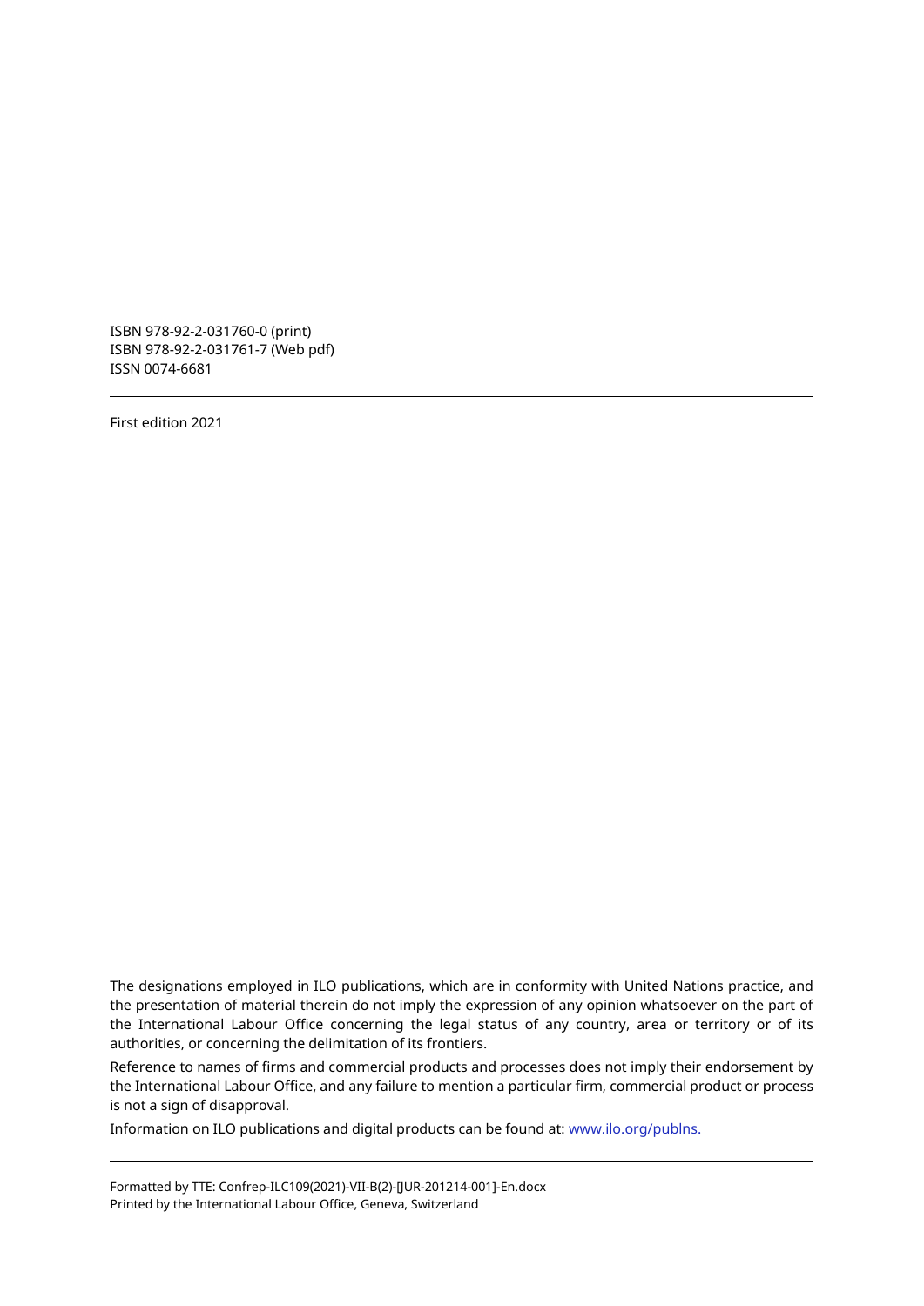ISBN 978-92-2-031760-0 (print)
ISBN 978-92-2-031761-7 (Web pdf)
ISSN 0074-6681

---

First edition 2021

---

The designations employed in ILO publications, which are in conformity with United Nations practice, and the presentation of material therein do not imply the expression of any opinion whatsoever on the part of the International Labour Office concerning the legal status of any country, area or territory or of its authorities, or concerning the delimitation of its frontiers.

Reference to names of firms and commercial products and processes does not imply their endorsement by the International Labour Office, and any failure to mention a particular firm, commercial product or process is not a sign of disapproval.

Information on ILO publications and digital products can be found at: www.ilo.org/publns.

---

Formatted by TTE: Confrep-ILC109(2021)-VII-B(2)-[JUR-201214-001]-En.docx
Printed by the International Labour Office, Geneva, Switzerland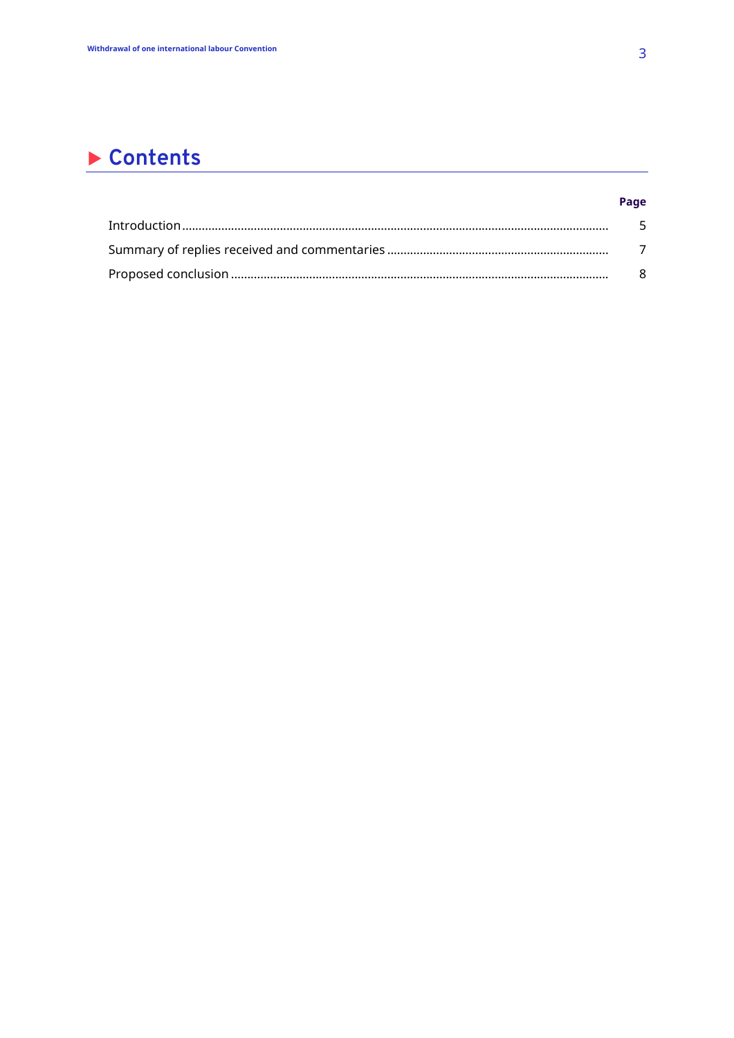# Contents

| | Page |
|---|---|
| Introduction | 5 |
| Summary of replies received and commentaries | 7 |
| Proposed conclusion | 8 |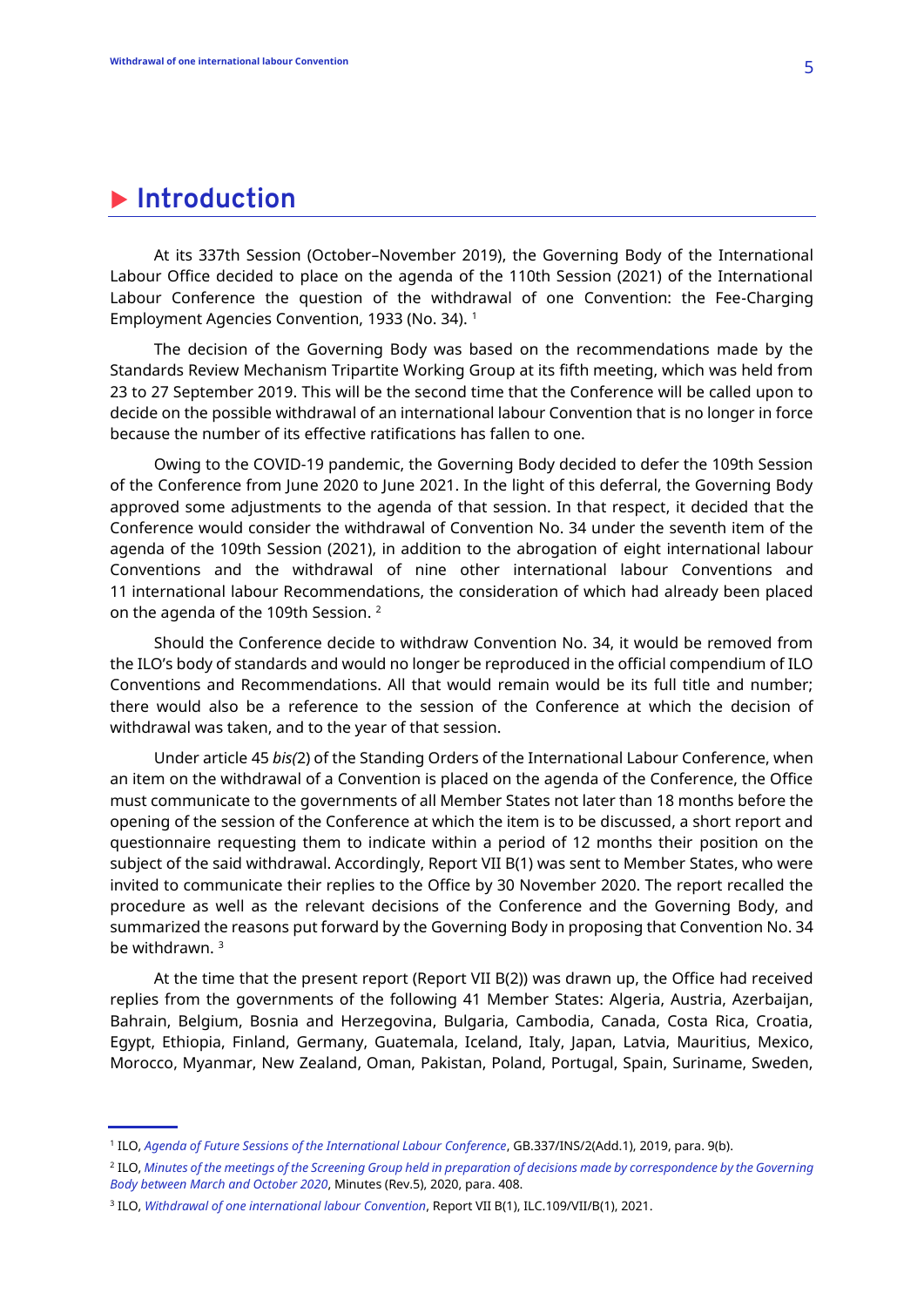# ▶ Introduction

At its 337th Session (October–November 2019), the Governing Body of the International Labour Office decided to place on the agenda of the 110th Session (2021) of the International Labour Conference the question of the withdrawal of one Convention: the Fee-Charging Employment Agencies Convention, 1933 (No. 34). [1]

The decision of the Governing Body was based on the recommendations made by the Standards Review Mechanism Tripartite Working Group at its fifth meeting, which was held from 23 to 27 September 2019. This will be the second time that the Conference will be called upon to decide on the possible withdrawal of an international labour Convention that is no longer in force because the number of its effective ratifications has fallen to one.

Owing to the COVID-19 pandemic, the Governing Body decided to defer the 109th Session of the Conference from June 2020 to June 2021. In the light of this deferral, the Governing Body approved some adjustments to the agenda of that session. In that respect, it decided that the Conference would consider the withdrawal of Convention No. 34 under the seventh item of the agenda of the 109th Session (2021), in addition to the abrogation of eight international labour Conventions and the withdrawal of nine other international labour Conventions and 11 international labour Recommendations, the consideration of which had already been placed on the agenda of the 109th Session. [2]

Should the Conference decide to withdraw Convention No. 34, it would be removed from the ILO's body of standards and would no longer be reproduced in the official compendium of ILO Conventions and Recommendations. All that would remain would be its full title and number; there would also be a reference to the session of the Conference at which the decision of withdrawal was taken, and to the year of that session.

Under article 45 *bis(*2) of the Standing Orders of the International Labour Conference, when an item on the withdrawal of a Convention is placed on the agenda of the Conference, the Office must communicate to the governments of all Member States not later than 18 months before the opening of the session of the Conference at which the item is to be discussed, a short report and questionnaire requesting them to indicate within a period of 12 months their position on the subject of the said withdrawal. Accordingly, Report VII B(1) was sent to Member States, who were invited to communicate their replies to the Office by 30 November 2020. The report recalled the procedure as well as the relevant decisions of the Conference and the Governing Body, and summarized the reasons put forward by the Governing Body in proposing that Convention No. 34 be withdrawn. [3]

At the time that the present report (Report VII B(2)) was drawn up, the Office had received replies from the governments of the following 41 Member States: Algeria, Austria, Azerbaijan, Bahrain, Belgium, Bosnia and Herzegovina, Bulgaria, Cambodia, Canada, Costa Rica, Croatia, Egypt, Ethiopia, Finland, Germany, Guatemala, Iceland, Italy, Japan, Latvia, Mauritius, Mexico, Morocco, Myanmar, New Zealand, Oman, Pakistan, Poland, Portugal, Spain, Suriname, Sweden,

---

[1] ILO, *Agenda of Future Sessions of the International Labour Conference*, GB.337/INS/2(Add.1), 2019, para. 9(b).

[2] ILO, *Minutes of the meetings of the Screening Group held in preparation of decisions made by correspondence by the Governing Body between March and October 2020*, Minutes (Rev.5), 2020, para. 408.

[3] ILO, *Withdrawal of one international labour Convention*, Report VII B(1), ILC.109/VII/B(1), 2021.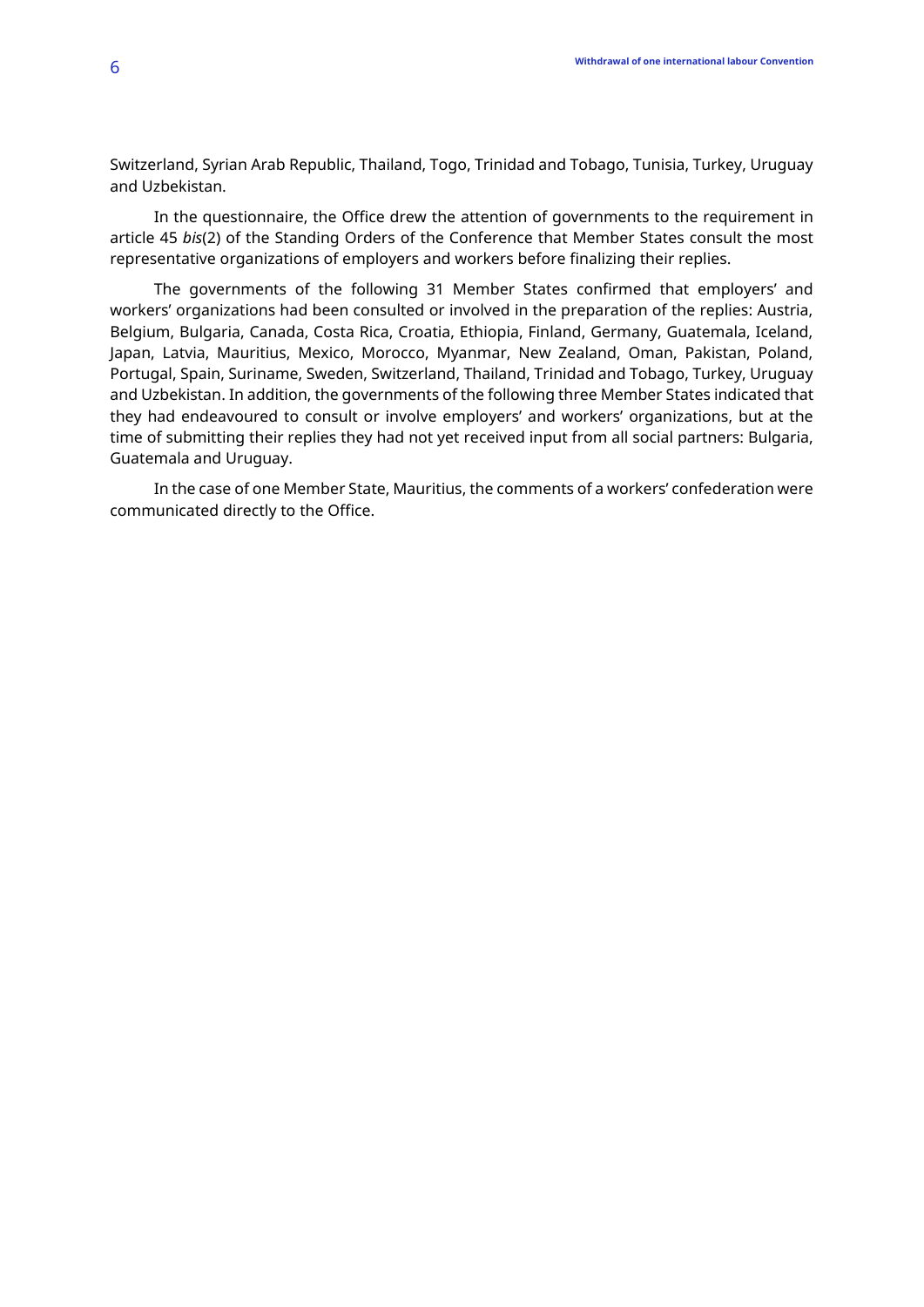Switzerland, Syrian Arab Republic, Thailand, Togo, Trinidad and Tobago, Tunisia, Turkey, Uruguay and Uzbekistan.

In the questionnaire, the Office drew the attention of governments to the requirement in article 45 *bis*(2) of the Standing Orders of the Conference that Member States consult the most representative organizations of employers and workers before finalizing their replies.

The governments of the following 31 Member States confirmed that employers' and workers' organizations had been consulted or involved in the preparation of the replies: Austria, Belgium, Bulgaria, Canada, Costa Rica, Croatia, Ethiopia, Finland, Germany, Guatemala, Iceland, Japan, Latvia, Mauritius, Mexico, Morocco, Myanmar, New Zealand, Oman, Pakistan, Poland, Portugal, Spain, Suriname, Sweden, Switzerland, Thailand, Trinidad and Tobago, Turkey, Uruguay and Uzbekistan. In addition, the governments of the following three Member States indicated that they had endeavoured to consult or involve employers' and workers' organizations, but at the time of submitting their replies they had not yet received input from all social partners: Bulgaria, Guatemala and Uruguay.

In the case of one Member State, Mauritius, the comments of a workers' confederation were communicated directly to the Office.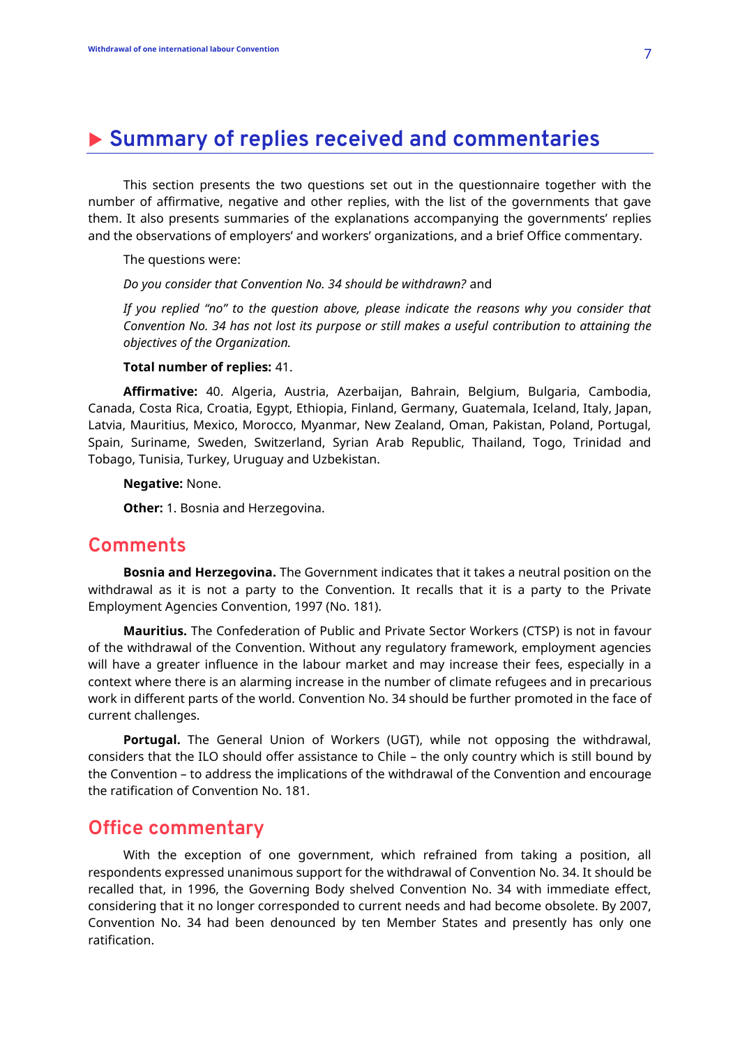## ▶ Summary of replies received and commentaries

This section presents the two questions set out in the questionnaire together with the number of affirmative, negative and other replies, with the list of the governments that gave them. It also presents summaries of the explanations accompanying the governments' replies and the observations of employers' and workers' organizations, and a brief Office commentary.

The questions were:

*Do you consider that Convention No. 34 should be withdrawn?* and

*If you replied "no" to the question above, please indicate the reasons why you consider that Convention No. 34 has not lost its purpose or still makes a useful contribution to attaining the objectives of the Organization.*

**Total number of replies:** 41.

**Affirmative:** 40. Algeria, Austria, Azerbaijan, Bahrain, Belgium, Bulgaria, Cambodia, Canada, Costa Rica, Croatia, Egypt, Ethiopia, Finland, Germany, Guatemala, Iceland, Italy, Japan, Latvia, Mauritius, Mexico, Morocco, Myanmar, New Zealand, Oman, Pakistan, Poland, Portugal, Spain, Suriname, Sweden, Switzerland, Syrian Arab Republic, Thailand, Togo, Trinidad and Tobago, Tunisia, Turkey, Uruguay and Uzbekistan.

**Negative:** None.

**Other:** 1. Bosnia and Herzegovina.

### Comments

**Bosnia and Herzegovina.** The Government indicates that it takes a neutral position on the withdrawal as it is not a party to the Convention. It recalls that it is a party to the Private Employment Agencies Convention, 1997 (No. 181).

**Mauritius.** The Confederation of Public and Private Sector Workers (CTSP) is not in favour of the withdrawal of the Convention. Without any regulatory framework, employment agencies will have a greater influence in the labour market and may increase their fees, especially in a context where there is an alarming increase in the number of climate refugees and in precarious work in different parts of the world. Convention No. 34 should be further promoted in the face of current challenges.

**Portugal.** The General Union of Workers (UGT), while not opposing the withdrawal, considers that the ILO should offer assistance to Chile – the only country which is still bound by the Convention – to address the implications of the withdrawal of the Convention and encourage the ratification of Convention No. 181.

### Office commentary

With the exception of one government, which refrained from taking a position, all respondents expressed unanimous support for the withdrawal of Convention No. 34. It should be recalled that, in 1996, the Governing Body shelved Convention No. 34 with immediate effect, considering that it no longer corresponded to current needs and had become obsolete. By 2007, Convention No. 34 had been denounced by ten Member States and presently has only one ratification.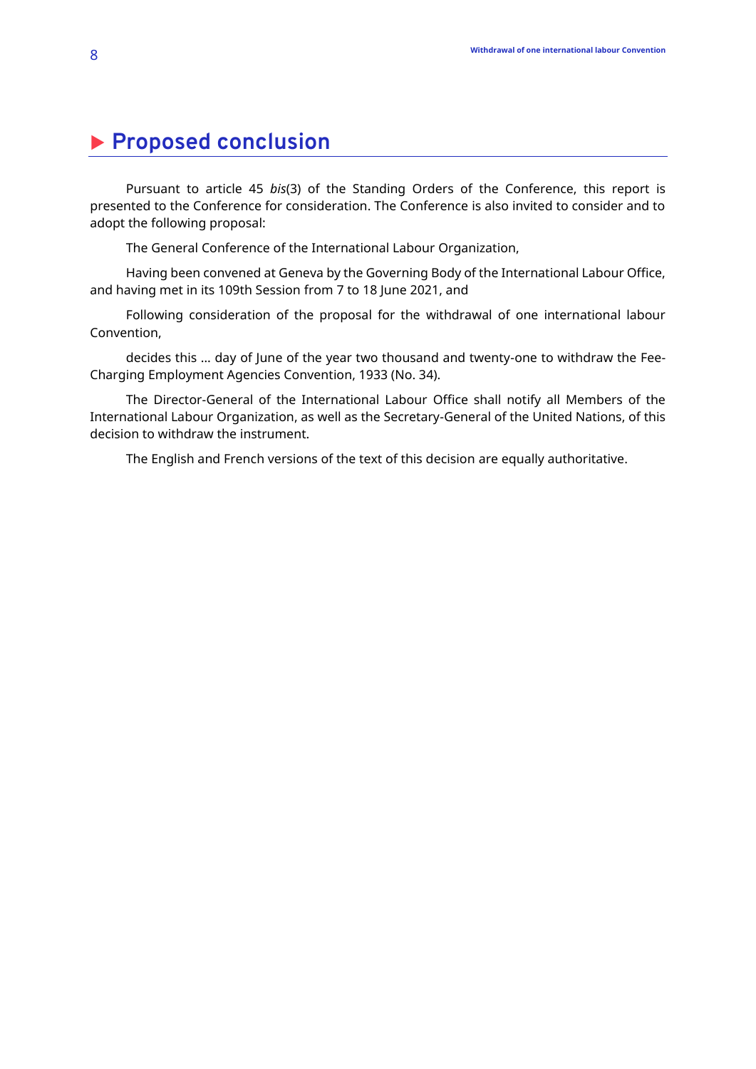# ▶ Proposed conclusion

Pursuant to article 45 *bis*(3) of the Standing Orders of the Conference, this report is presented to the Conference for consideration. The Conference is also invited to consider and to adopt the following proposal:

The General Conference of the International Labour Organization,

Having been convened at Geneva by the Governing Body of the International Labour Office, and having met in its 109th Session from 7 to 18 June 2021, and

Following consideration of the proposal for the withdrawal of one international labour Convention,

decides this … day of June of the year two thousand and twenty-one to withdraw the Fee-Charging Employment Agencies Convention, 1933 (No. 34).

The Director-General of the International Labour Office shall notify all Members of the International Labour Organization, as well as the Secretary-General of the United Nations, of this decision to withdraw the instrument.

The English and French versions of the text of this decision are equally authoritative.